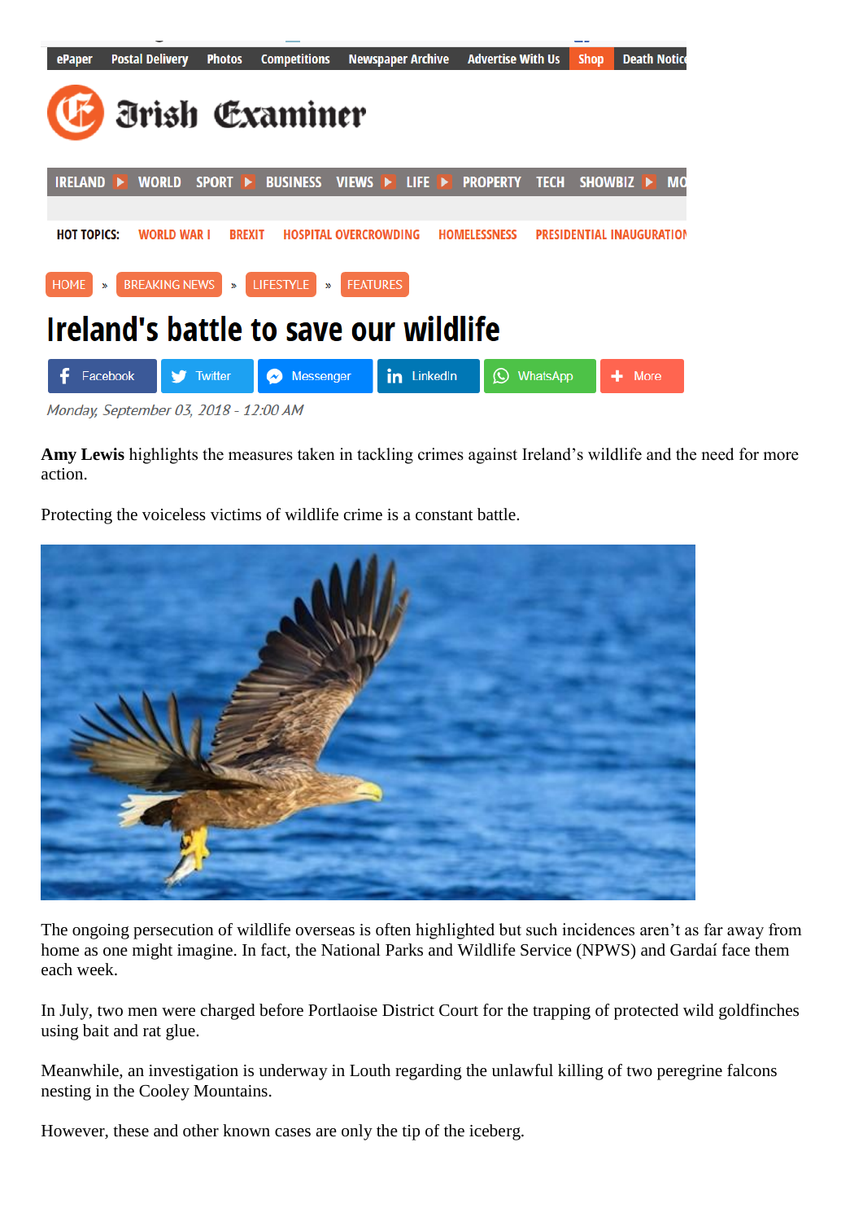# Ireland's battle to save our wildlife

*Monday, September 03, 2018 - 12:00 AM*

**Amy Lewis** highlights the measures taken in tackling crimes against Ireland's wildlife and the need for more action.

Protecting the voiceless victims of wildlife crime is a constant battle.

The ongoing persecution of wildlife overseas is often highlighted but such incidences aren't as far away from home as one might imagine. In fact, the National Parks and Wildlife Service (NPWS) and Gardaí face them each week.

In July, two men were charged before Portlaoise District Court for the trapping of protected wild goldfinches using bait and rat glue.

Meanwhile, an investigation is underway in Louth regarding the unlawful killing of two peregrine falcons nesting in the Cooley Mountains.

However, these and other known cases are only the tip of the iceberg.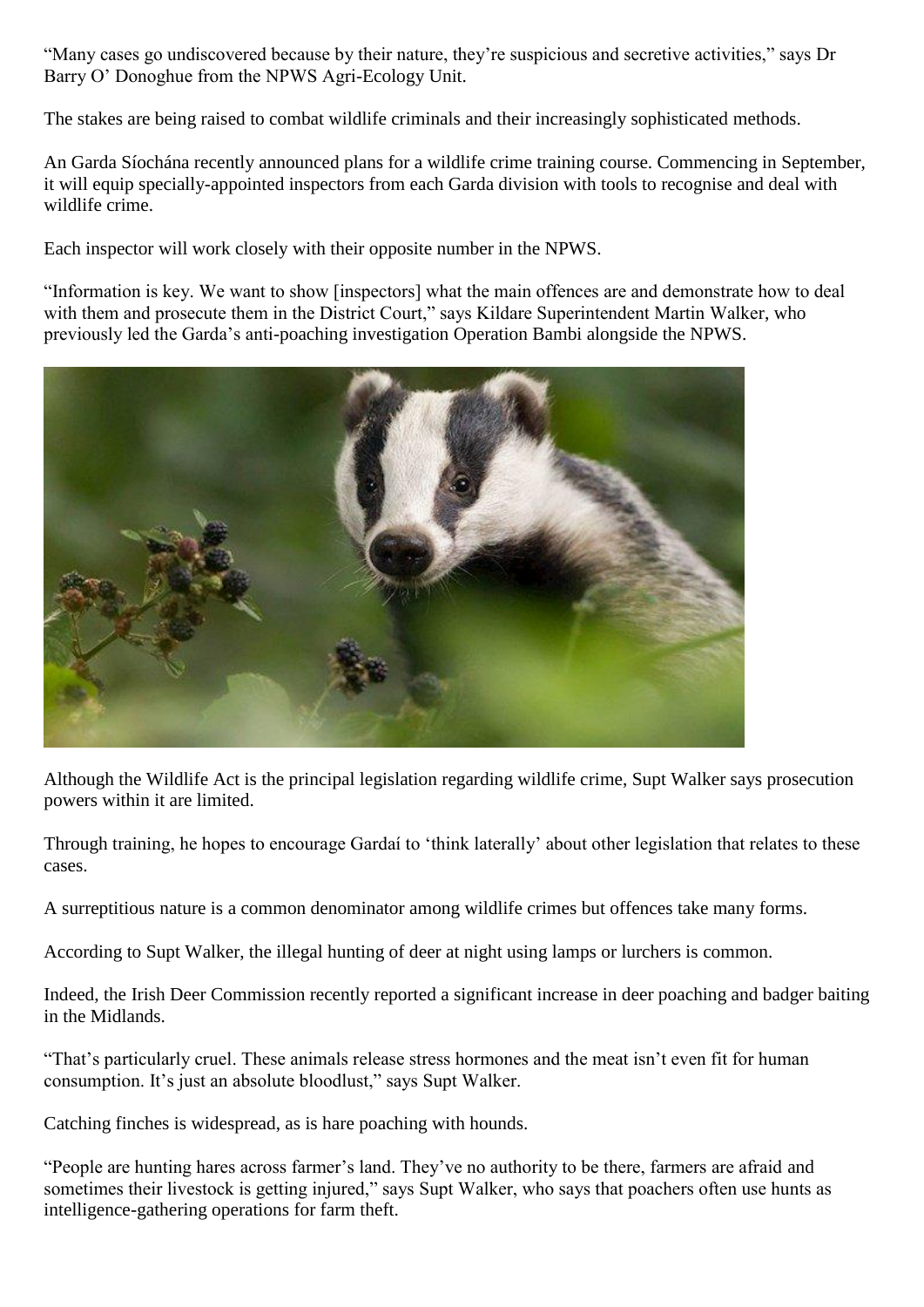"Many cases go undiscovered because by their nature, they're suspicious and secretive activities," says Dr Barry O' Donoghue from the NPWS Agri-Ecology Unit.

The stakes are being raised to combat wildlife criminals and their increasingly sophisticated methods.

An Garda Síochána recently announced plans for a wildlife crime training course. Commencing in September, it will equip specially-appointed inspectors from each Garda division with tools to recognise and deal with wildlife crime.

Each inspector will work closely with their opposite number in the NPWS.

"Information is key. We want to show [inspectors] what the main offences are and demonstrate how to deal with them and prosecute them in the District Court," says Kildare Superintendent Martin Walker, who previously led the Garda's anti-poaching investigation Operation Bambi alongside the NPWS.

Although the Wildlife Act is the principal legislation regarding wildlife crime, Supt Walker says prosecution powers within it are limited.

Through training, he hopes to encourage Gardaí to 'think laterally' about other legislation that relates to these cases.

A surreptitious nature is a common denominator among wildlife crimes but offences take many forms.

According to Supt Walker, the illegal hunting of deer at night using lamps or lurchers is common.

Indeed, the Irish Deer Commission recently reported a significant increase in deer poaching and badger baiting in the Midlands.

"That's particularly cruel. These animals release stress hormones and the meat isn't even fit for human consumption. It's just an absolute bloodlust," says Supt Walker.

Catching finches is widespread, as is hare poaching with hounds.

"People are hunting hares across farmer's land. They've no authority to be there, farmers are afraid and sometimes their livestock is getting injured," says Supt Walker, who says that poachers often use hunts as intelligence-gathering operations for farm theft.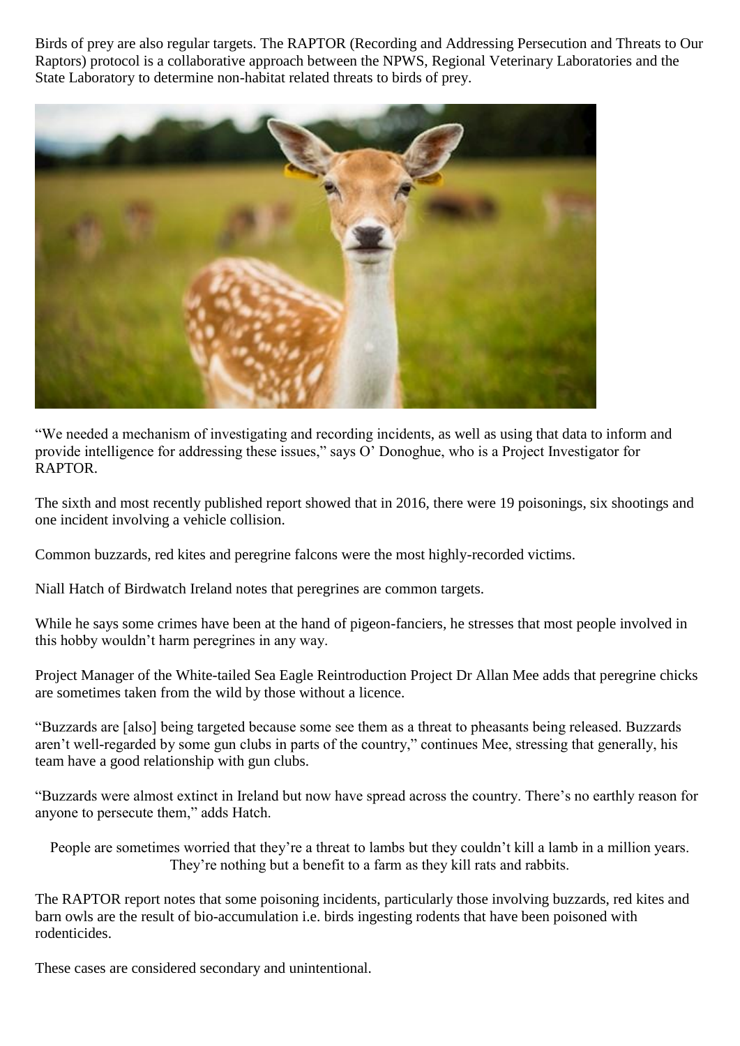Birds of prey are also regular targets. The RAPTOR (Recording and Addressing Persecution and Threats to Our Raptors) protocol is a collaborative approach between the NPWS, Regional Veterinary Laboratories and the State Laboratory to determine non-habitat related threats to birds of prey.

"We needed a mechanism of investigating and recording incidents, as well as using that data to inform and provide intelligence for addressing these issues," says O' Donoghue, who is a Project Investigator for RAPTOR.

The sixth and most recently published report showed that in 2016, there were 19 poisonings, six shootings and one incident involving a vehicle collision.

Common buzzards, red kites and peregrine falcons were the most highly-recorded victims.

Niall Hatch of Birdwatch Ireland notes that peregrines are common targets.

While he says some crimes have been at the hand of pigeon-fanciers, he stresses that most people involved in this hobby wouldn't harm peregrines in any way.

Project Manager of the White-tailed Sea Eagle Reintroduction Project Dr Allan Mee adds that peregrine chicks are sometimes taken from the wild by those without a licence.

"Buzzards are [also] being targeted because some see them as a threat to pheasants being released. Buzzards aren't well-regarded by some gun clubs in parts of the country," continues Mee, stressing that generally, his team have a good relationship with gun clubs.

"Buzzards were almost extinct in Ireland but now have spread across the country. There's no earthly reason for anyone to persecute them," adds Hatch.

> People are sometimes worried that they're a threat to lambs but they couldn't kill a lamb in a million years. They're nothing but a benefit to a farm as they kill rats and rabbits.

The RAPTOR report notes that some poisoning incidents, particularly those involving buzzards, red kites and barn owls are the result of bio-accumulation i.e. birds ingesting rodents that have been poisoned with rodenticides.

These cases are considered secondary and unintentional.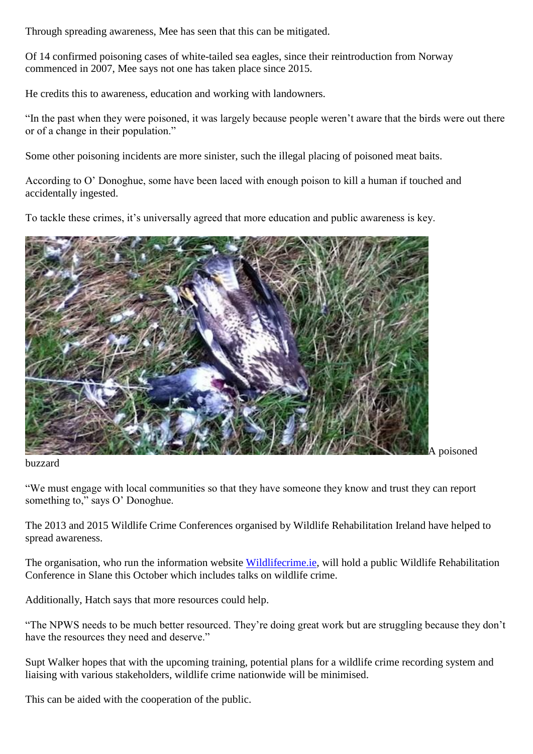Through spreading awareness, Mee has seen that this can be mitigated.

Of 14 confirmed poisoning cases of white-tailed sea eagles, since their reintroduction from Norway commenced in 2007, Mee says not one has taken place since 2015.

He credits this to awareness, education and working with landowners.

"In the past when they were poisoned, it was largely because people weren't aware that the birds were out there or of a change in their population."

Some other poisoning incidents are more sinister, such the illegal placing of poisoned meat baits.

According to O' Donoghue, some have been laced with enough poison to kill a human if touched and accidentally ingested.

To tackle these crimes, it's universally agreed that more education and public awareness is key.

A poisoned buzzard

"We must engage with local communities so that they have someone they know and trust they can report something to," says O' Donoghue.

The 2013 and 2015 Wildlife Crime Conferences organised by Wildlife Rehabilitation Ireland have helped to spread awareness.

The organisation, who run the information website [Wildlifecrime.ie](Wildlifecrime.ie), will hold a public Wildlife Rehabilitation Conference in Slane this October which includes talks on wildlife crime.

Additionally, Hatch says that more resources could help.

"The NPWS needs to be much better resourced. They're doing great work but are struggling because they don't have the resources they need and deserve."

Supt Walker hopes that with the upcoming training, potential plans for a wildlife crime recording system and liaising with various stakeholders, wildlife crime nationwide will be minimised.

This can be aided with the cooperation of the public.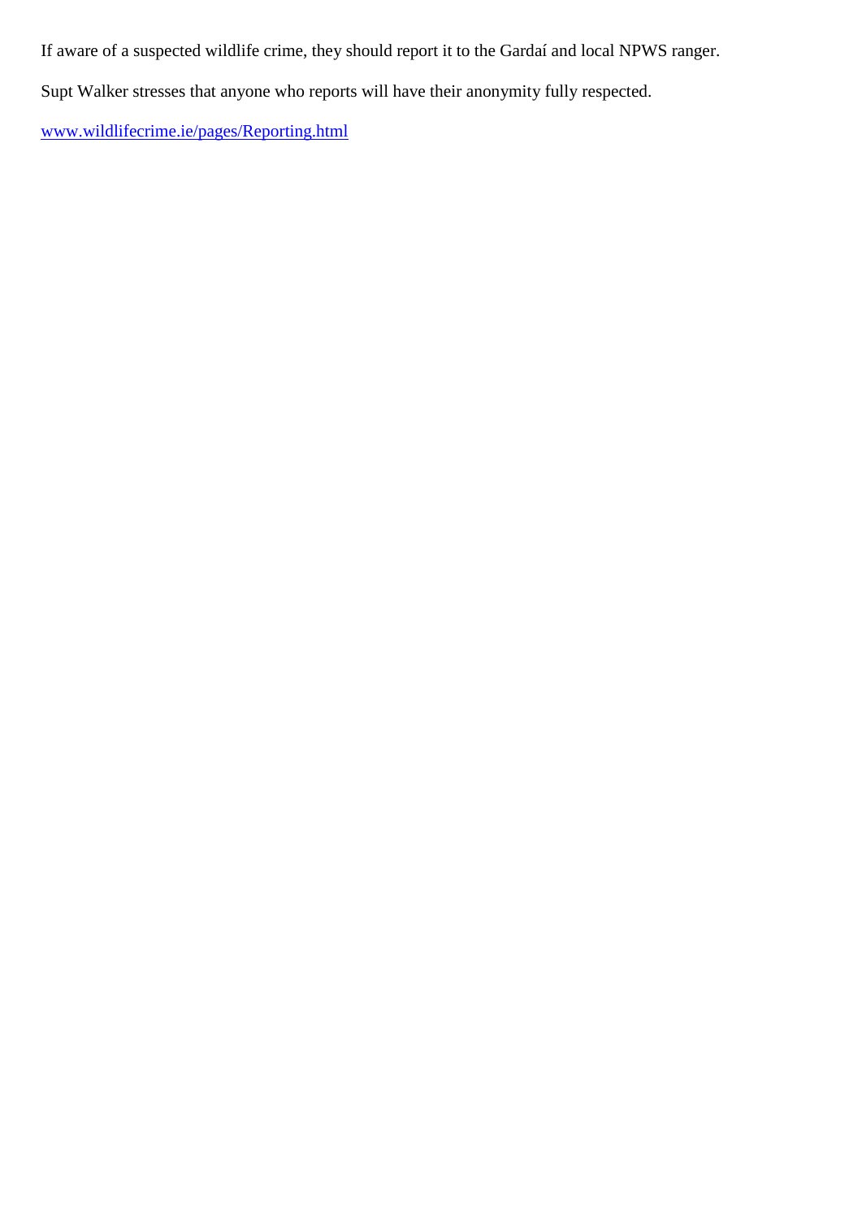If aware of a suspected wildlife crime, they should report it to the Gardaí and local NPWS ranger.

Supt Walker stresses that anyone who reports will have their anonymity fully respected.

[www.wildlifecrime.ie/pages/Reporting.html](www.wildlifecrime.ie/pages/Reporting.html)